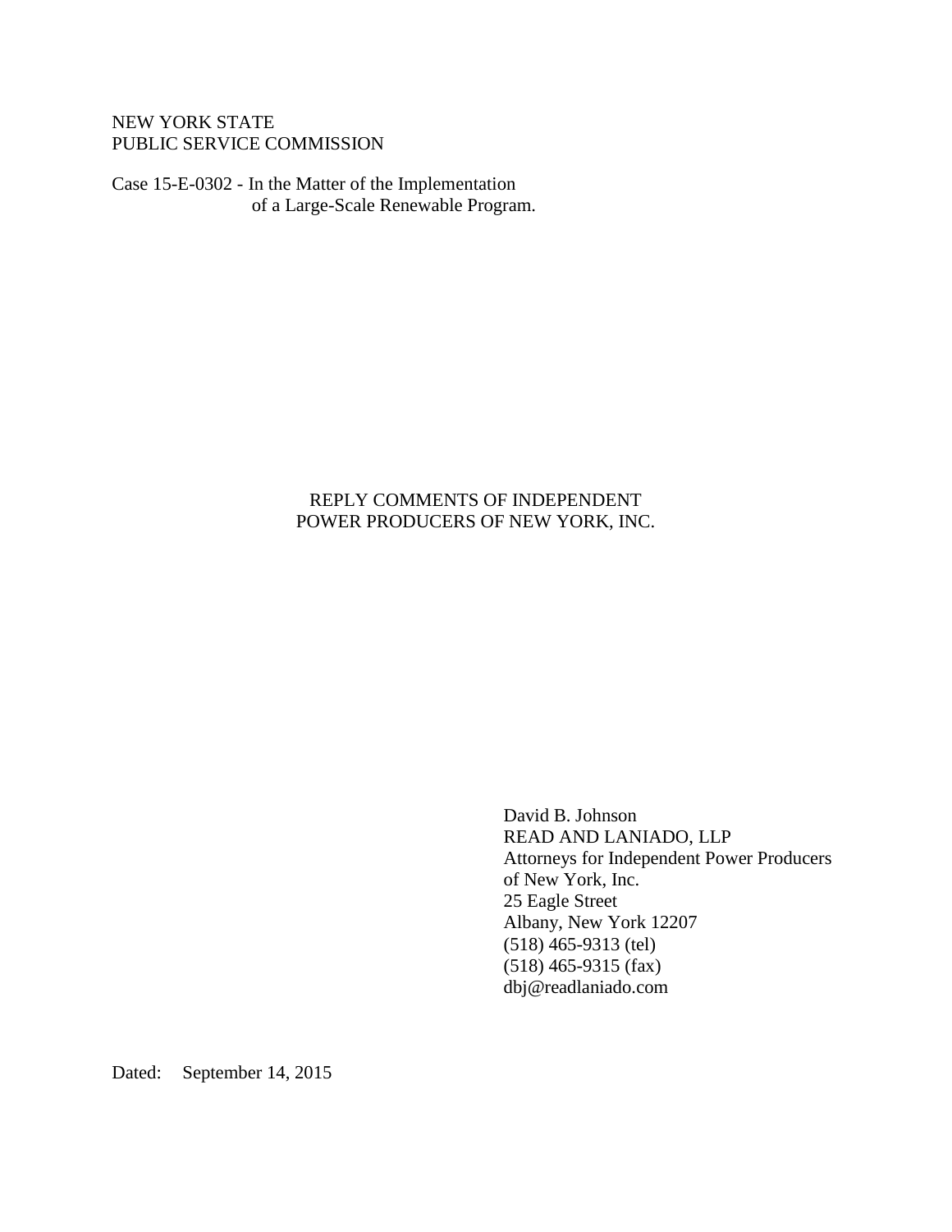NEW YORK STATE
PUBLIC SERVICE COMMISSION

Case 15-E-0302 - In the Matter of the Implementation of a Large-Scale Renewable Program.

# REPLY COMMENTS OF INDEPENDENT POWER PRODUCERS OF NEW YORK, INC.

David B. Johnson
READ AND LANIADO, LLP
Attorneys for Independent Power Producers of New York, Inc.
25 Eagle Street
Albany, New York 12207
(518) 465-9313 (tel)
(518) 465-9315 (fax)
dbj@readlaniado.com

Dated: September 14, 2015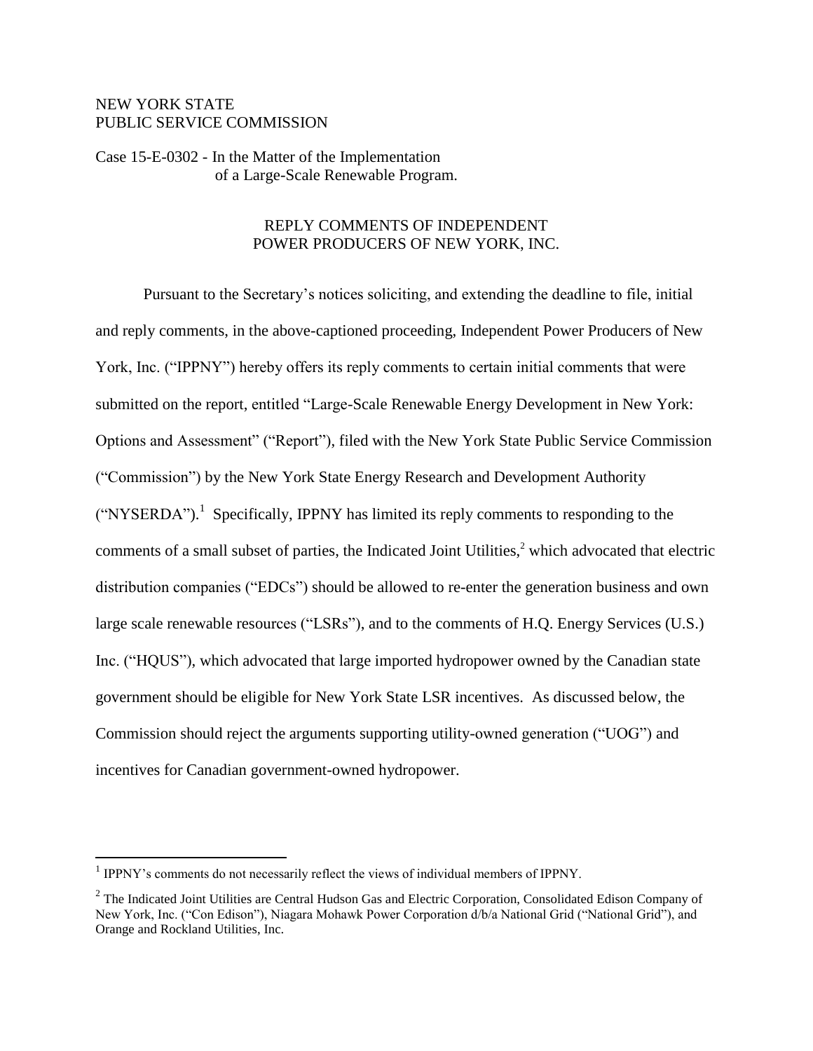NEW YORK STATE
PUBLIC SERVICE COMMISSION

Case 15-E-0302 - In the Matter of the Implementation of a Large-Scale Renewable Program.

## REPLY COMMENTS OF INDEPENDENT POWER PRODUCERS OF NEW YORK, INC.

Pursuant to the Secretary's notices soliciting, and extending the deadline to file, initial and reply comments, in the above-captioned proceeding, Independent Power Producers of New York, Inc. ("IPPNY") hereby offers its reply comments to certain initial comments that were submitted on the report, entitled "Large-Scale Renewable Energy Development in New York: Options and Assessment" ("Report"), filed with the New York State Public Service Commission ("Commission") by the New York State Energy Research and Development Authority ("NYSERDA").[1] Specifically, IPPNY has limited its reply comments to responding to the comments of a small subset of parties, the Indicated Joint Utilities,[2] which advocated that electric distribution companies ("EDCs") should be allowed to re-enter the generation business and own large scale renewable resources ("LSRs"), and to the comments of H.Q. Energy Services (U.S.) Inc. ("HQUS"), which advocated that large imported hydropower owned by the Canadian state government should be eligible for New York State LSR incentives. As discussed below, the Commission should reject the arguments supporting utility-owned generation ("UOG") and incentives for Canadian government-owned hydropower.

---

[1] IPPNY's comments do not necessarily reflect the views of individual members of IPPNY.

[2] The Indicated Joint Utilities are Central Hudson Gas and Electric Corporation, Consolidated Edison Company of New York, Inc. ("Con Edison"), Niagara Mohawk Power Corporation d/b/a National Grid ("National Grid"), and Orange and Rockland Utilities, Inc.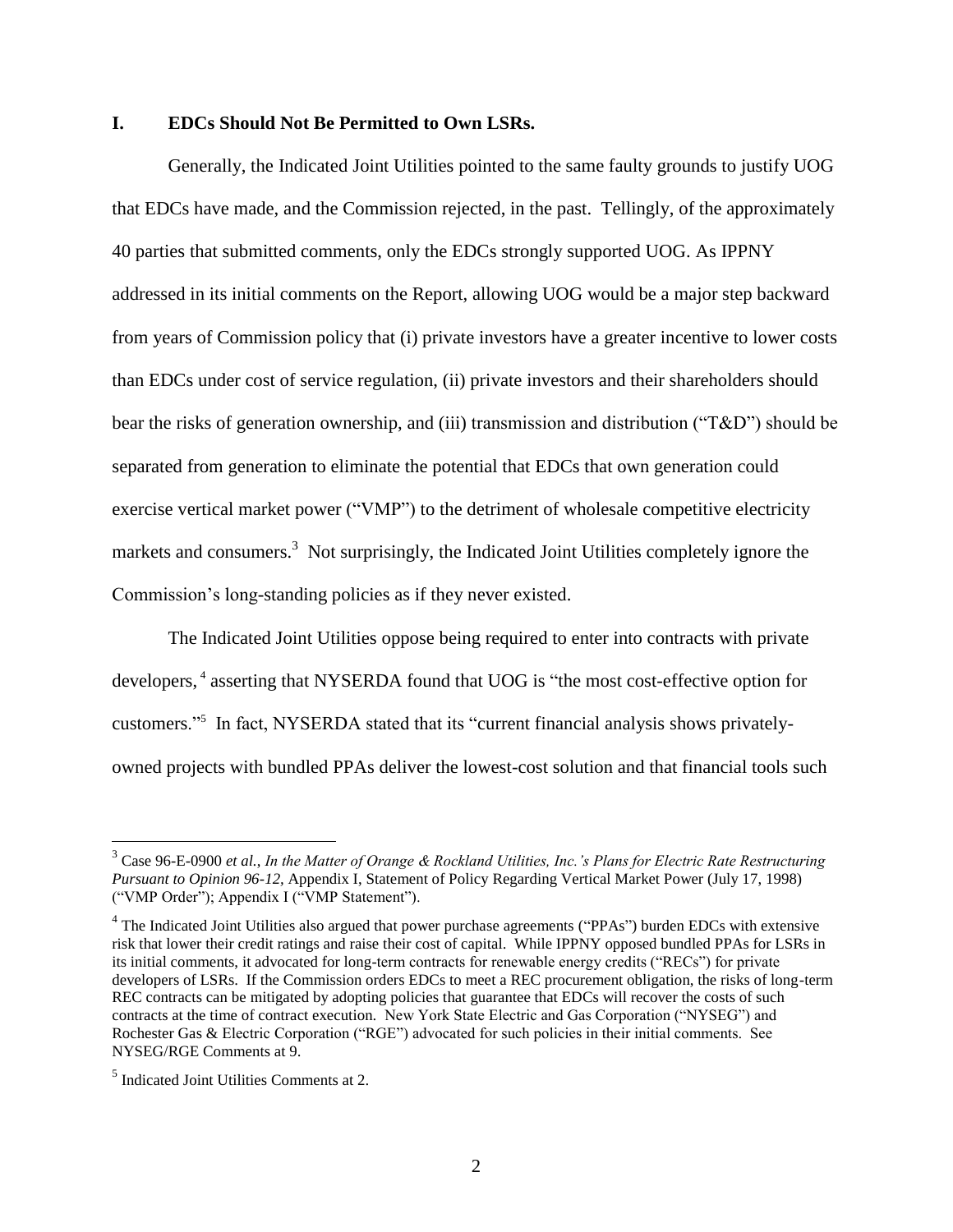## I. EDCs Should Not Be Permitted to Own LSRs.

Generally, the Indicated Joint Utilities pointed to the same faulty grounds to justify UOG that EDCs have made, and the Commission rejected, in the past. Tellingly, of the approximately 40 parties that submitted comments, only the EDCs strongly supported UOG. As IPPNY addressed in its initial comments on the Report, allowing UOG would be a major step backward from years of Commission policy that (i) private investors have a greater incentive to lower costs than EDCs under cost of service regulation, (ii) private investors and their shareholders should bear the risks of generation ownership, and (iii) transmission and distribution ("T&D") should be separated from generation to eliminate the potential that EDCs that own generation could exercise vertical market power ("VMP") to the detriment of wholesale competitive electricity markets and consumers.[3] Not surprisingly, the Indicated Joint Utilities completely ignore the Commission's long-standing policies as if they never existed.

The Indicated Joint Utilities oppose being required to enter into contracts with private developers,[4] asserting that NYSERDA found that UOG is "the most cost-effective option for customers."[5] In fact, NYSERDA stated that its "current financial analysis shows privately-owned projects with bundled PPAs deliver the lowest-cost solution and that financial tools such

---

[3] Case 96-E-0900 *et al.*, *In the Matter of Orange & Rockland Utilities, Inc.'s Plans for Electric Rate Restructuring Pursuant to Opinion 96-12*, Appendix I, Statement of Policy Regarding Vertical Market Power (July 17, 1998) ("VMP Order"); Appendix I ("VMP Statement").

[4] The Indicated Joint Utilities also argued that power purchase agreements ("PPAs") burden EDCs with extensive risk that lower their credit ratings and raise their cost of capital. While IPPNY opposed bundled PPAs for LSRs in its initial comments, it advocated for long-term contracts for renewable energy credits ("RECs") for private developers of LSRs. If the Commission orders EDCs to meet a REC procurement obligation, the risks of long-term REC contracts can be mitigated by adopting policies that guarantee that EDCs will recover the costs of such contracts at the time of contract execution. New York State Electric and Gas Corporation ("NYSEG") and Rochester Gas & Electric Corporation ("RGE") advocated for such policies in their initial comments. See NYSEG/RGE Comments at 9.

[5] Indicated Joint Utilities Comments at 2.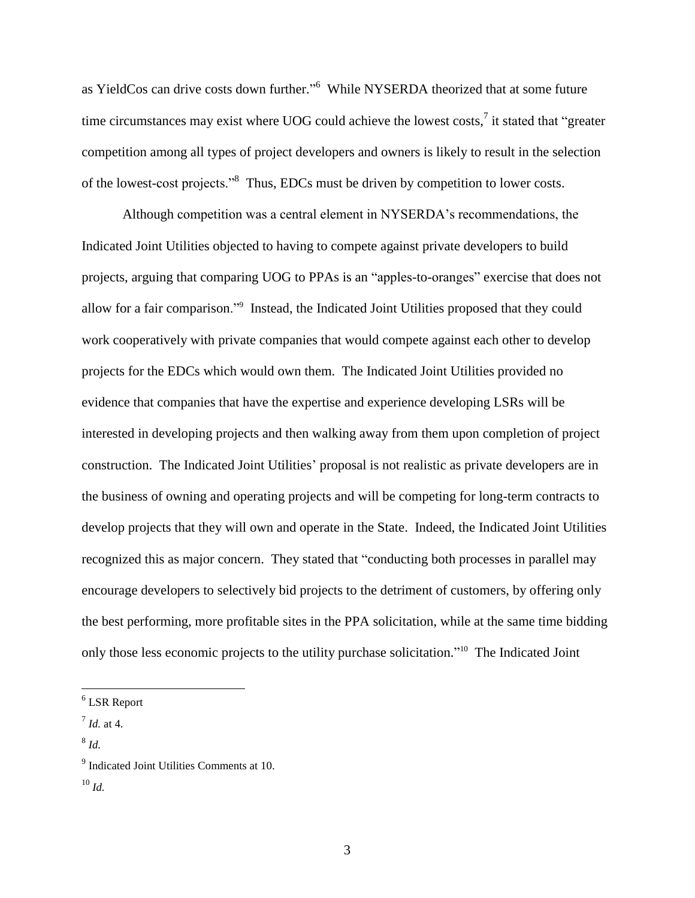as YieldCos can drive costs down further."[6] While NYSERDA theorized that at some future time circumstances may exist where UOG could achieve the lowest costs,[7] it stated that "greater competition among all types of project developers and owners is likely to result in the selection of the lowest-cost projects."[8] Thus, EDCs must be driven by competition to lower costs.

Although competition was a central element in NYSERDA's recommendations, the Indicated Joint Utilities objected to having to compete against private developers to build projects, arguing that comparing UOG to PPAs is an "apples-to-oranges" exercise that does not allow for a fair comparison."[9] Instead, the Indicated Joint Utilities proposed that they could work cooperatively with private companies that would compete against each other to develop projects for the EDCs which would own them. The Indicated Joint Utilities provided no evidence that companies that have the expertise and experience developing LSRs will be interested in developing projects and then walking away from them upon completion of project construction. The Indicated Joint Utilities' proposal is not realistic as private developers are in the business of owning and operating projects and will be competing for long-term contracts to develop projects that they will own and operate in the State. Indeed, the Indicated Joint Utilities recognized this as major concern. They stated that "conducting both processes in parallel may encourage developers to selectively bid projects to the detriment of customers, by offering only the best performing, more profitable sites in the PPA solicitation, while at the same time bidding only those less economic projects to the utility purchase solicitation."[10] The Indicated Joint

---

[6] LSR Report

[7] *Id.* at 4.

[8] *Id.*

[9] Indicated Joint Utilities Comments at 10.

[10] *Id.*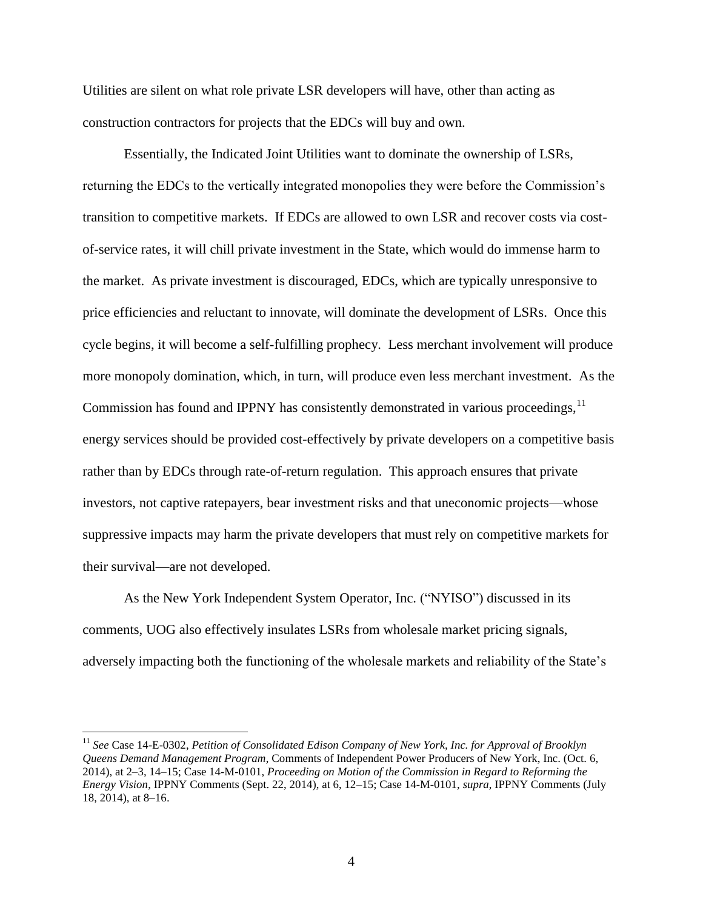Utilities are silent on what role private LSR developers will have, other than acting as construction contractors for projects that the EDCs will buy and own.

Essentially, the Indicated Joint Utilities want to dominate the ownership of LSRs, returning the EDCs to the vertically integrated monopolies they were before the Commission's transition to competitive markets. If EDCs are allowed to own LSR and recover costs via cost-of-service rates, it will chill private investment in the State, which would do immense harm to the market. As private investment is discouraged, EDCs, which are typically unresponsive to price efficiencies and reluctant to innovate, will dominate the development of LSRs. Once this cycle begins, it will become a self-fulfilling prophecy. Less merchant involvement will produce more monopoly domination, which, in turn, will produce even less merchant investment. As the Commission has found and IPPNY has consistently demonstrated in various proceedings,[11] energy services should be provided cost-effectively by private developers on a competitive basis rather than by EDCs through rate-of-return regulation. This approach ensures that private investors, not captive ratepayers, bear investment risks and that uneconomic projects—whose suppressive impacts may harm the private developers that must rely on competitive markets for their survival—are not developed.

As the New York Independent System Operator, Inc. ("NYISO") discussed in its comments, UOG also effectively insulates LSRs from wholesale market pricing signals, adversely impacting both the functioning of the wholesale markets and reliability of the State's

---

[11] *See* Case 14-E-0302, *Petition of Consolidated Edison Company of New York, Inc. for Approval of Brooklyn Queens Demand Management Program*, Comments of Independent Power Producers of New York, Inc. (Oct. 6, 2014), at 2–3, 14–15; Case 14-M-0101, *Proceeding on Motion of the Commission in Regard to Reforming the Energy Vision*, IPPNY Comments (Sept. 22, 2014), at 6, 12–15; Case 14-M-0101, *supra*, IPPNY Comments (July 18, 2014), at 8–16.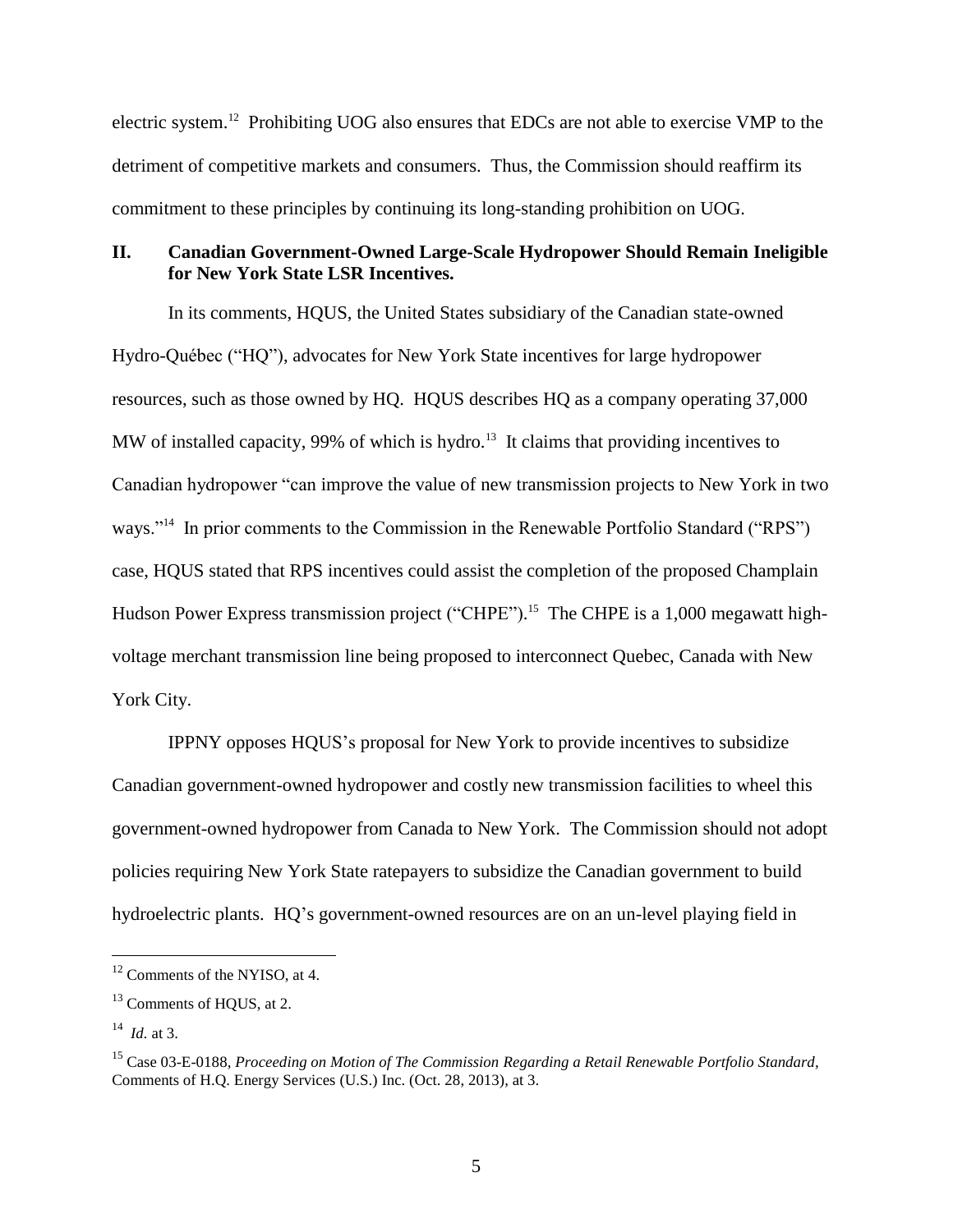electric system.[12] Prohibiting UOG also ensures that EDCs are not able to exercise VMP to the detriment of competitive markets and consumers. Thus, the Commission should reaffirm its commitment to these principles by continuing its long-standing prohibition on UOG.

## II. Canadian Government-Owned Large-Scale Hydropower Should Remain Ineligible for New York State LSR Incentives.

In its comments, HQUS, the United States subsidiary of the Canadian state-owned Hydro-Québec ("HQ"), advocates for New York State incentives for large hydropower resources, such as those owned by HQ. HQUS describes HQ as a company operating 37,000 MW of installed capacity, 99% of which is hydro.[13] It claims that providing incentives to Canadian hydropower "can improve the value of new transmission projects to New York in two ways."[14] In prior comments to the Commission in the Renewable Portfolio Standard ("RPS") case, HQUS stated that RPS incentives could assist the completion of the proposed Champlain Hudson Power Express transmission project ("CHPE").[15] The CHPE is a 1,000 megawatt high-voltage merchant transmission line being proposed to interconnect Quebec, Canada with New York City.

IPPNY opposes HQUS's proposal for New York to provide incentives to subsidize Canadian government-owned hydropower and costly new transmission facilities to wheel this government-owned hydropower from Canada to New York. The Commission should not adopt policies requiring New York State ratepayers to subsidize the Canadian government to build hydroelectric plants. HQ's government-owned resources are on an un-level playing field in

---

[12] Comments of the NYISO, at 4.

[13] Comments of HQUS, at 2.

[14] *Id.* at 3.

[15] Case 03-E-0188, *Proceeding on Motion of The Commission Regarding a Retail Renewable Portfolio Standard*, Comments of H.Q. Energy Services (U.S.) Inc. (Oct. 28, 2013), at 3.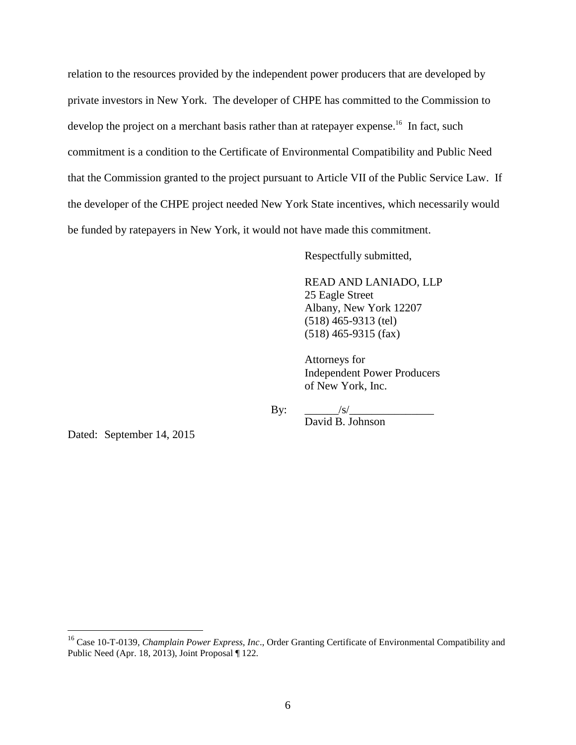relation to the resources provided by the independent power producers that are developed by private investors in New York. The developer of CHPE has committed to the Commission to develop the project on a merchant basis rather than at ratepayer expense.[16] In fact, such commitment is a condition to the Certificate of Environmental Compatibility and Public Need that the Commission granted to the project pursuant to Article VII of the Public Service Law. If the developer of the CHPE project needed New York State incentives, which necessarily would be funded by ratepayers in New York, it would not have made this commitment.

Respectfully submitted,

READ AND LANIADO, LLP
25 Eagle Street
Albany, New York 12207
(518) 465-9313 (tel)
(518) 465-9315 (fax)

Attorneys for
Independent Power Producers
of New York, Inc.

By: ______/s/_______________
David B. Johnson

Dated: September 14, 2015

---

[16] Case 10-T-0139, *Champlain Power Express, Inc*., Order Granting Certificate of Environmental Compatibility and Public Need (Apr. 18, 2013), Joint Proposal ¶ 122.